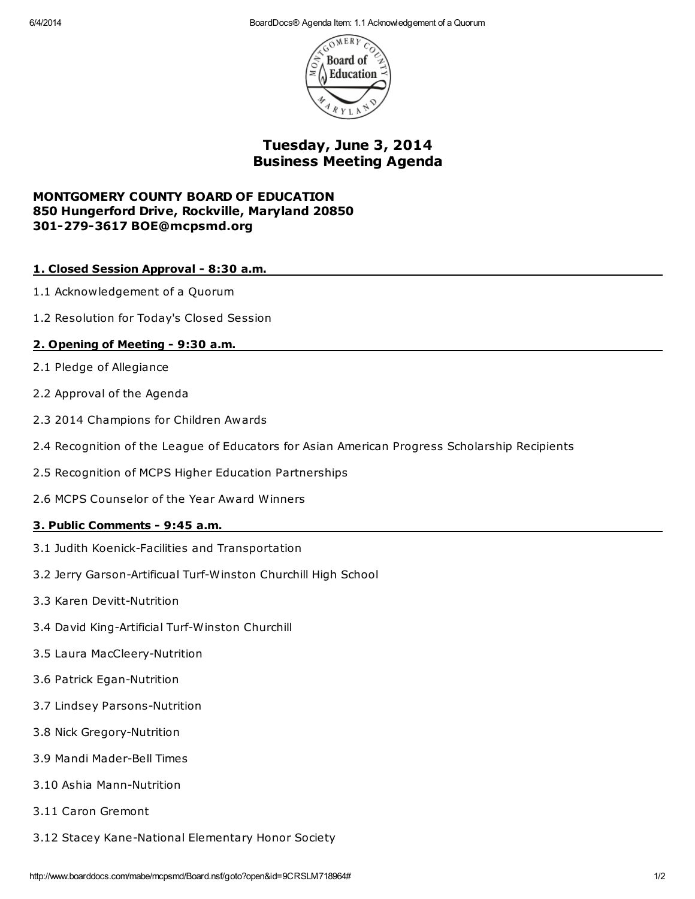# Tuesday, June 3, 2014
# Business Meeting Agenda

**MONTGOMERY COUNTY BOARD OF EDUCATION**
**850 Hungerford Drive, Rockville, Maryland 20850**
**301-279-3617 BOE@mcpsmd.org**

## 1. Closed Session Approval - 8:30 a.m.

1.1 Acknowledgement of a Quorum

1.2 Resolution for Today's Closed Session

## 2. Opening of Meeting - 9:30 a.m.

2.1 Pledge of Allegiance

2.2 Approval of the Agenda

2.3 2014 Champions for Children Awards

2.4 Recognition of the League of Educators for Asian American Progress Scholarship Recipients

2.5 Recognition of MCPS Higher Education Partnerships

2.6 MCPS Counselor of the Year Award Winners

## 3. Public Comments - 9:45 a.m.

3.1 Judith Koenick-Facilities and Transportation

3.2 Jerry Garson-Artificual Turf-Winston Churchill High School

3.3 Karen Devitt-Nutrition

3.4 David King-Artificial Turf-Winston Churchill

3.5 Laura MacCleery-Nutrition

3.6 Patrick Egan-Nutrition

3.7 Lindsey Parsons-Nutrition

3.8 Nick Gregory-Nutrition

3.9 Mandi Mader-Bell Times

3.10 Ashia Mann-Nutrition

3.11 Caron Gremont

3.12 Stacey Kane-National Elementary Honor Society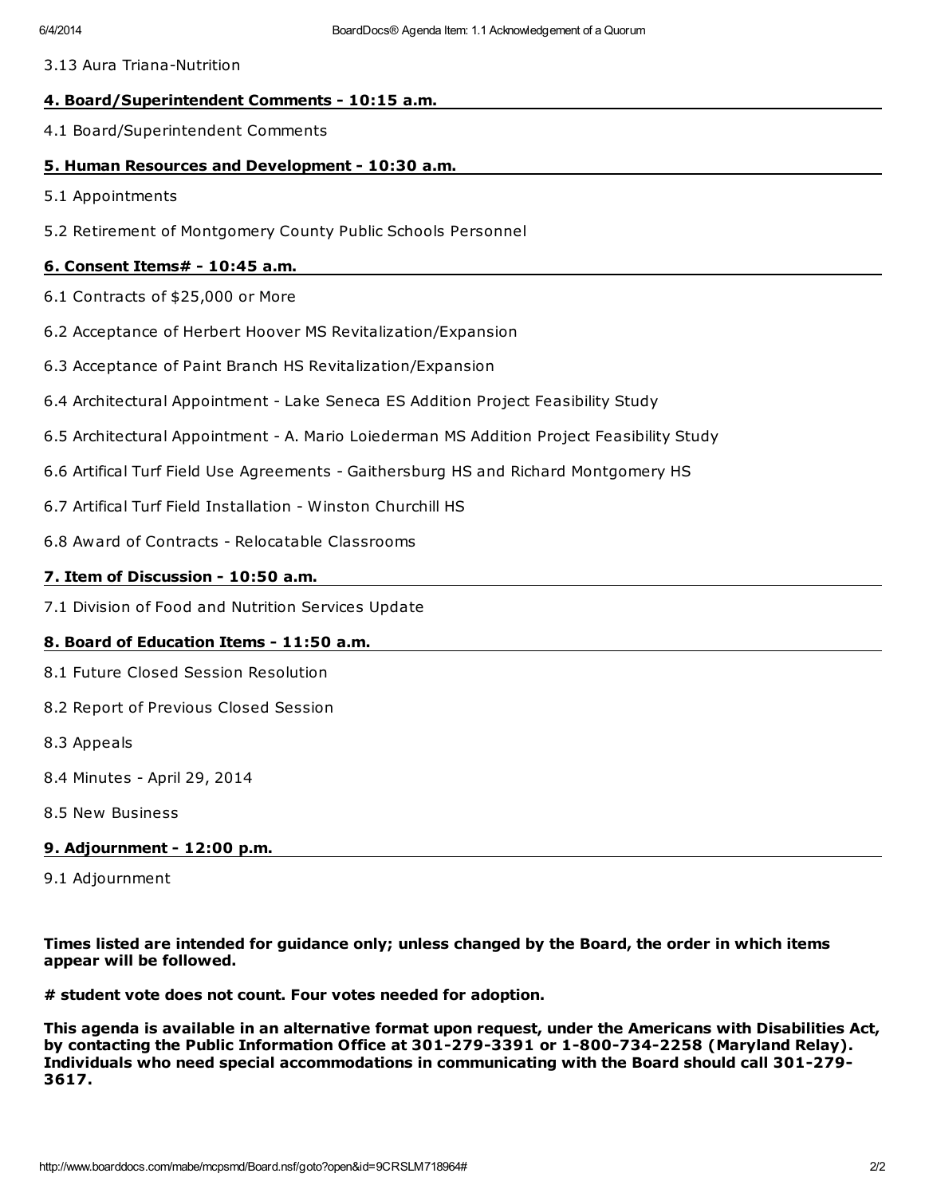3.13 Aura Triana-Nutrition

**4. Board/Superintendent Comments - 10:15 a.m.**

4.1 Board/Superintendent Comments

**5. Human Resources and Development - 10:30 a.m.**

5.1 Appointments

5.2 Retirement of Montgomery County Public Schools Personnel

**6. Consent Items# - 10:45 a.m.**

6.1 Contracts of $25,000 or More

6.2 Acceptance of Herbert Hoover MS Revitalization/Expansion

6.3 Acceptance of Paint Branch HS Revitalization/Expansion

6.4 Architectural Appointment - Lake Seneca ES Addition Project Feasibility Study

6.5 Architectural Appointment - A. Mario Loiederman MS Addition Project Feasibility Study

6.6 Artifical Turf Field Use Agreements - Gaithersburg HS and Richard Montgomery HS

6.7 Artifical Turf Field Installation - Winston Churchill HS

6.8 Award of Contracts - Relocatable Classrooms

**7. Item of Discussion - 10:50 a.m.**

7.1 Division of Food and Nutrition Services Update

**8. Board of Education Items - 11:50 a.m.**

8.1 Future Closed Session Resolution

8.2 Report of Previous Closed Session

8.3 Appeals

8.4 Minutes - April 29, 2014

8.5 New Business

**9. Adjournment - 12:00 p.m.**

9.1 Adjournment

**Times listed are intended for guidance only; unless changed by the Board, the order in which items appear will be followed.**

**# student vote does not count. Four votes needed for adoption.**

**This agenda is available in an alternative format upon request, under the Americans with Disabilities Act, by contacting the Public Information Office at 301-279-3391 or 1-800-734-2258 (Maryland Relay). Individuals who need special accommodations in communicating with the Board should call 301-279-3617.**